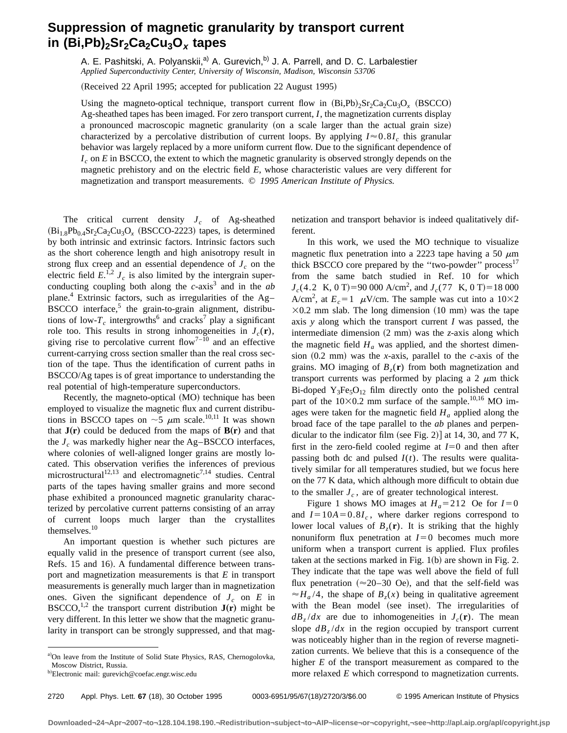# Suppression of magnetic granularity by transport current in $(Bi,Pb)_2Sr_2Ca_2Cu_3O_x$ tapes

A. E. Pashitski, A. Polyanskii,[a] A. Gurevich,[b] J. A. Parrell, and D. C. Larbalestier

*Applied Superconductivity Center, University of Wisconsin, Madison, Wisconsin 53706*

(Received 22 April 1995; accepted for publication 22 August 1995)

Using the magneto-optical technique, transport current flow in $(Bi,Pb)_2Sr_2Ca_2Cu_3O_x$ (BSCCO) Ag-sheathed tapes has been imaged. For zero transport current, $I$, the magnetization currents display a pronounced macroscopic magnetic granularity (on a scale larger than the actual grain size) characterized by a percolative distribution of current loops. By applying $I \approx 0.8 I_c$ this granular behavior was largely replaced by a more uniform current flow. Due to the significant dependence of $I_c$ on $E$ in BSCCO, the extent to which the magnetic granularity is observed strongly depends on the magnetic prehistory and on the electric field $E$, whose characteristic values are very different for magnetization and transport measurements. © *1995 American Institute of Physics.*

The critical current density $J_c$ of Ag-sheathed $(Bi_{1.8}Pb_{0.4}Sr_2Ca_2Cu_3O_x$ (BSCCO-2223) tapes, is determined by both intrinsic and extrinsic factors. Intrinsic factors such as the short coherence length and high anisotropy result in strong flux creep and an essential dependence of $J_c$ on the electric field $E$.[1,2] $J_c$ is also limited by the intergrain superconducting coupling both along the *c*-axis[3] and in the *ab* plane.[4] Extrinsic factors, such as irregularities of the Ag–BSCCO interface,[5] the grain-to-grain alignment, distributions of low-$T_c$ intergrowths[6] and cracks[7] play a significant role too. This results in strong inhomogeneities in $J_c(\mathbf{r})$, giving rise to percolative current flow[7–10] and an effective current-carrying cross section smaller than the real cross section of the tape. Thus the identification of current paths in BSCCO/Ag tapes is of great importance to understanding the real potential of high-temperature superconductors.

Recently, the magneto-optical (MO) technique has been employed to visualize the magnetic flux and current distributions in BSCCO tapes on $\sim$5 $\mu$m scale.[10,11] It was shown that $\mathbf{J}(\mathbf{r})$ could be deduced from the maps of $\mathbf{B}(\mathbf{r})$ and that the $J_c$ was markedly higher near the Ag–BSCCO interfaces, where colonies of well-aligned longer grains are mostly located. This observation verifies the inferences of previous microstructural[12,13] and electromagnetic[7,14] studies. Central parts of the tapes having smaller grains and more second phase exhibited a pronounced magnetic granularity characterized by percolative current patterns consisting of an array of current loops much larger than the crystallites themselves.[10]

An important question is whether such pictures are equally valid in the presence of transport current (see also, Refs. 15 and 16). A fundamental difference between transport and magnetization measurements is that $E$ in transport measurements is generally much larger than in magnetization ones. Given the significant dependence of $J_c$ on $E$ in BSCCO,[1,2] the transport current distribution $\mathbf{J}(\mathbf{r})$ might be very different. In this letter we show that the magnetic granularity in transport can be strongly suppressed, and that magnetization and transport behavior is indeed qualitatively different.

In this work, we used the MO technique to visualize magnetic flux penetration into a 2223 tape having a 50 $\mu$m thick BSCCO core prepared by the "two-powder" process[17] from the same batch studied in Ref. 10 for which $J_c(4.2\ \text{K}, 0\ \text{T}) = 90\,000$ A/cm$^2$, and $J_c(77\ \text{K}, 0\ \text{T}) = 18\,000$ A/cm$^2$, at $E_c = 1$ $\mu$V/cm. The sample was cut into a $10 \times 2 \times 0.2$ mm slab. The long dimension (10 mm) was the tape axis $y$ along which the transport current $I$ was passed, the intermediate dimension (2 mm) was the $z$-axis along which the magnetic field $H_a$ was applied, and the shortest dimension (0.2 mm) was the $x$-axis, parallel to the $c$-axis of the grains. MO imaging of $B_z(\mathbf{r})$ from both magnetization and transport currents was performed by placing a 2 $\mu$m thick Bi-doped $Y_3Fe_5O_{12}$ film directly onto the polished central part of the $10 \times 0.2$ mm surface of the sample.[10,16] MO images were taken for the magnetic field $H_a$ applied along the broad face of the tape parallel to the *ab* planes and perpendicular to the indicator film (see Fig. 2)] at 14, 30, and 77 K, first in the zero-field cooled regime at $I = 0$ and then after passing both dc and pulsed $I(t)$. The results were qualitatively similar for all temperatures studied, but we focus here on the 77 K data, which although more difficult to obtain due to the smaller $J_c$, are of greater technological interest.

Figure 1 shows MO images at $H_a = 212$ Oe for $I = 0$ and $I = 10A = 0.8 I_c$, where darker regions correspond to lower local values of $B_z(\mathbf{r})$. It is striking that the highly nonuniform flux penetration at $I = 0$ becomes much more uniform when a transport current is applied. Flux profiles taken at the sections marked in Fig. 1(b) are shown in Fig. 2. They indicate that the tape was well above the field of full flux penetration ($\approx$20–30 Oe), and that the self-field was $\approx H_a/4$, the shape of $B_z(x)$ being in qualitative agreement with the Bean model (see inset). The irregularities of $dB_z/dx$ are due to inhomogeneities in $J_c(\mathbf{r})$. The mean slope $dB_z/dx$ in the region occupied by transport current was noticeably higher than in the region of reverse magnetization currents. We believe that this is a consequence of the higher $E$ of the transport measurement as compared to the more relaxed $E$ which correspond to magnetization currents.

---

[a] On leave from the Institute of Solid State Physics, RAS, Chernogolovka, Moscow District, Russia.

[b] Electronic mail: gurevich@coefac.engr.wisc.edu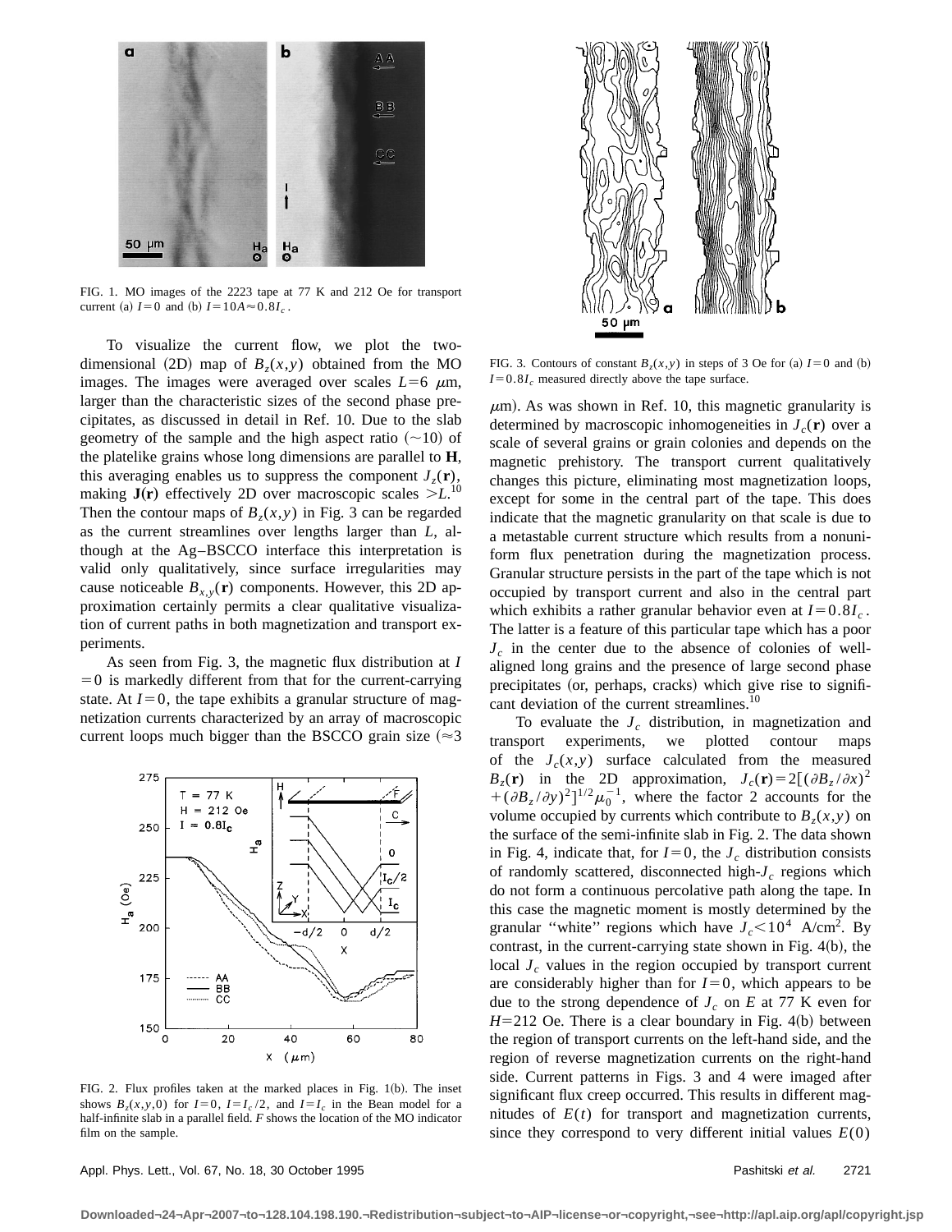FIG. 1. MO images of the 2223 tape at 77 K and 212 Oe for transport current (a) $I=0$ and (b) $I=10A\approx 0.8I_c$.

To visualize the current flow, we plot the two-dimensional (2D) map of $B_z(x,y)$ obtained from the MO images. The images were averaged over scales $L=6$ $\mu$m, larger than the characteristic sizes of the second phase precipitates, as discussed in detail in Ref. 10. Due to the slab geometry of the sample and the high aspect ratio ($\sim$10) of the platelike grains whose long dimensions are parallel to **H**, this averaging enables us to suppress the component $J_z(\mathbf{r})$, making $\mathbf{J}(\mathbf{r})$ effectively 2D over macroscopic scales $>L$.[10] Then the contour maps of $B_z(x,y)$ in Fig. 3 can be regarded as the current streamlines over lengths larger than $L$, although at the Ag–BSCCO interface this interpretation is valid only qualitatively, since surface irregularities may cause noticeable $B_{x,y}(\mathbf{r})$ components. However, this 2D approximation certainly permits a clear qualitative visualization of current paths in both magnetization and transport experiments.

As seen from Fig. 3, the magnetic flux distribution at $I=0$ is markedly different from that for the current-carrying state. At $I=0$, the tape exhibits a granular structure of magnetization currents characterized by an array of macroscopic current loops much bigger than the BSCCO grain size ($\approx$3 $\mu$m). As was shown in Ref. 10, this magnetic granularity is determined by macroscopic inhomogeneities in $J_c(\mathbf{r})$ over a scale of several grains or grain colonies and depends on the magnetic prehistory. The transport current qualitatively changes this picture, eliminating most magnetization loops, except for some in the central part of the tape. This does indicate that the magnetic granularity on that scale is due to a metastable current structure which results from a nonuniform flux penetration during the magnetization process. Granular structure persists in the part of the tape which is not occupied by transport current and also in the central part which exhibits a rather granular behavior even at $I=0.8I_c$. The latter is a feature of this particular tape which has a poor $J_c$ in the center due to the absence of colonies of well-aligned long grains and the presence of large second phase precipitates (or, perhaps, cracks) which give rise to significant deviation of the current streamlines.[10]

FIG. 2. Flux profiles taken at the marked places in Fig. 1(b). The inset shows $B_z(x,y,0)$ for $I=0$, $I=I_c/2$, and $I=I_c$ in the Bean model for a half-infinite slab in a parallel field. $F$ shows the location of the MO indicator film on the sample.

FIG. 3. Contours of constant $B_z(x,y)$ in steps of 3 Oe for (a) $I=0$ and (b) $I=0.8I_c$ measured directly above the tape surface.

To evaluate the $J_c$ distribution, in magnetization and transport experiments, we plotted contour maps of the $J_c(x,y)$ surface calculated from the measured $B_z(\mathbf{r})$ in the 2D approximation, $J_c(\mathbf{r})=2[(\partial B_z/\partial x)^2+(\partial B_z/\partial y)^2]^{1/2}\mu_0^{-1}$, where the factor 2 accounts for the volume occupied by currents which contribute to $B_z(x,y)$ on the surface of the semi-infinite slab in Fig. 2. The data shown in Fig. 4, indicate that, for $I=0$, the $J_c$ distribution consists of randomly scattered, disconnected high-$J_c$ regions which do not form a continuous percolative path along the tape. In this case the magnetic moment is mostly determined by the granular "white" regions which have $J_c<10^4$ A/cm$^2$. By contrast, in the current-carrying state shown in Fig. 4(b), the local $J_c$ values in the region occupied by transport current are considerably higher than for $I=0$, which appears to be due to the strong dependence of $J_c$ on $E$ at 77 K even for $H=212$ Oe. There is a clear boundary in Fig. 4(b) between the region of transport currents on the left-hand side, and the region of reverse magnetization currents on the right-hand side. Current patterns in Figs. 3 and 4 were imaged after significant flux creep occurred. This results in different magnitudes of $E(t)$ for transport and magnetization currents, since they correspond to very different initial values $E(0)$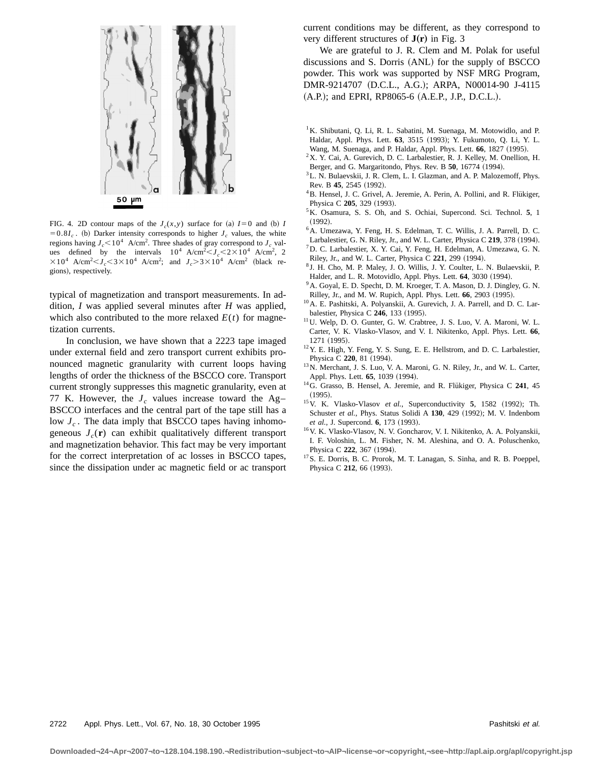50 μm

a

b

FIG. 4. 2D contour maps of the $J_c(x,y)$ surface for (a) $I=0$ and (b) $I=0.8I_c$. (b) Darker intensity corresponds to higher $J_c$ values, the white regions having $J_c<10^4$ A/cm$^2$. Three shades of gray correspond to $J_c$ values defined by the intervals $10^4$ A/cm$^2<J_c<2\times10^4$ A/cm$^2$, $2\times10^4$ A/cm$^2<J_c<3\times10^4$ A/cm$^2$; and $J_c>3\times10^4$ A/cm$^2$ (black regions), respectively.

typical of magnetization and transport measurements. In addition, $I$ was applied several minutes after $H$ was applied, which also contributed to the more relaxed $E(t)$ for magnetization currents.

In conclusion, we have shown that a 2223 tape imaged under external field and zero transport current exhibits pronounced magnetic granularity with current loops having lengths of order the thickness of this BSCCO core. Transport current strongly suppresses this magnetic granularity, even at 77 K. However, the $J_c$ values increase toward the Ag–BSCCO interfaces and the central part of the tape still has a low $J_c$. The data imply that BSCCO tapes having inhomogeneous $J_c(\mathbf{r})$ can exhibit qualitatively different transport and magnetization behavior. This fact may be very important for the correct interpretation of ac losses in BSCCO tapes, since the dissipation under ac magnetic field or ac transport current conditions may be different, as they correspond to very different structures of $\mathbf{J}(\mathbf{r})$ in Fig. 3

We are grateful to J. R. Clem and M. Polak for useful discussions and S. Dorris (ANL) for the supply of BSCCO powder. This work was supported by NSF MRG Program, DMR-9214707 (D.C.L., A.G.); ARPA, N00014-90 J-4115 (A.P.); and EPRI, RP8065-6 (A.E.P., J.P., D.C.L.).

[1] K. Shibutani, Q. Li, R. L. Sabatini, M. Suenaga, M. Motowidlo, and P. Haldar, Appl. Phys. Lett. **63**, 3515 (1993); Y. Fukumoto, Q. Li, Y. L. Wang, M. Suenaga, and P. Haldar, Appl. Phys. Lett. **66**, 1827 (1995).

[2] X. Y. Cai, A. Gurevich, D. C. Larbalestier, R. J. Kelley, M. Onellion, H. Berger, and G. Margaritondo, Phys. Rev. B **50**, 16774 (1994).

[3] L. N. Bulaevskii, J. R. Clem, L. I. Glazman, and A. P. Malozemoff, Phys. Rev. B **45**, 2545 (1992).

[4] B. Hensel, J. C. Grivel, A. Jeremie, A. Perin, A. Pollini, and R. Flükiger, Physica C **205**, 329 (1993).

[5] K. Osamura, S. S. Oh, and S. Ochiai, Supercond. Sci. Technol. **5**, 1 (1992).

[6] A. Umezawa, Y. Feng, H. S. Edelman, T. C. Willis, J. A. Parrell, D. C. Larbalestier, G. N. Riley, Jr., and W. L. Carter, Physica C **219**, 378 (1994).

[7] D. C. Larbalestier, X. Y. Cai, Y. Feng, H. Edelman, A. Umezawa, G. N. Riley, Jr., and W. L. Carter, Physica C **221**, 299 (1994).

[8] J. H. Cho, M. P. Maley, J. O. Willis, J. Y. Coulter, L. N. Bulaevskii, P. Halder, and L. R. Motovidlo, Appl. Phys. Lett. **64**, 3030 (1994).

[9] A. Goyal, E. D. Specht, D. M. Kroeger, T. A. Mason, D. J. Dingley, G. N. Rilley, Jr., and M. W. Rupich, Appl. Phys. Lett. **66**, 2903 (1995).

[10] A. E. Pashitski, A. Polyanskii, A. Gurevich, J. A. Parrell, and D. C. Larbalestier, Physica C **246**, 133 (1995).

[11] U. Welp, D. O. Gunter, G. W. Crabtree, J. S. Luo, V. A. Maroni, W. L. Carter, V. K. Vlasko-Vlasov, and V. I. Nikitenko, Appl. Phys. Lett. **66**, 1271 (1995).

[12] Y. E. High, Y. Feng, Y. S. Sung, E. E. Hellstrom, and D. C. Larbalestier, Physica C **220**, 81 (1994).

[13] N. Merchant, J. S. Luo, V. A. Maroni, G. N. Riley, Jr., and W. L. Carter, Appl. Phys. Lett. **65**, 1039 (1994).

[14] G. Grasso, B. Hensel, A. Jeremie, and R. Flükiger, Physica C **241**, 45 (1995).

[15] V. K. Vlasko-Vlasov *et al.*, Superconductivity **5**, 1582 (1992); Th. Schuster *et al.*, Phys. Status Solidi A **130**, 429 (1992); M. V. Indenbom *et al.*, J. Supercond. **6**, 173 (1993).

[16] V. K. Vlasko-Vlasov, N. V. Goncharov, V. I. Nikitenko, A. A. Polyanskii, I. F. Voloshin, L. M. Fisher, N. M. Aleshina, and O. A. Poluschenko, Physica C **222**, 367 (1994).

[17] S. E. Dorris, B. C. Prorok, M. T. Lanagan, S. Sinha, and R. B. Poeppel, Physica C **212**, 66 (1993).